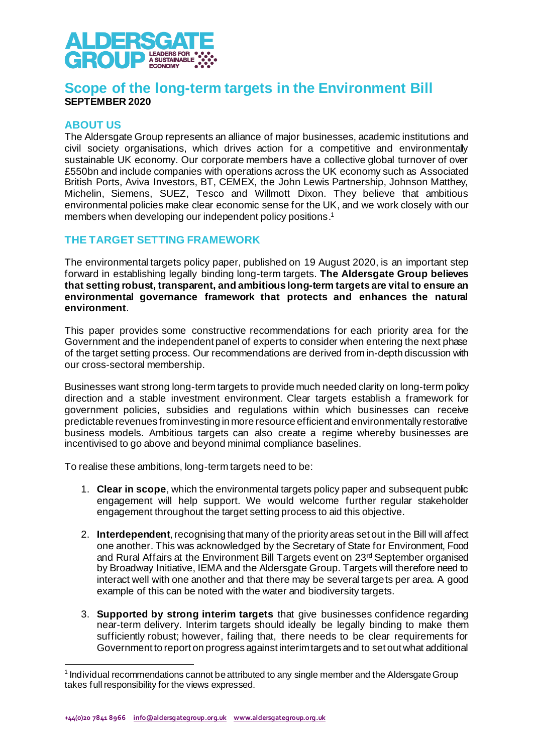# Scope of the long-term targets in the Environment Bill

**SEPTEMBER 2020**

## ABOUT US

The Aldersgate Group represents an alliance of major businesses, academic institutions and civil society organisations, which drives action for a competitive and environmentally sustainable UK economy. Our corporate members have a collective global turnover of over £550bn and include companies with operations across the UK economy such as Associated British Ports, Aviva Investors, BT, CEMEX, the John Lewis Partnership, Johnson Matthey, Michelin, Siemens, SUEZ, Tesco and Willmott Dixon. They believe that ambitious environmental policies make clear economic sense for the UK, and we work closely with our members when developing our independent policy positions.[1]

## THE TARGET SETTING FRAMEWORK

The environmental targets policy paper, published on 19 August 2020, is an important step forward in establishing legally binding long-term targets. **The Aldersgate Group believes that setting robust, transparent, and ambitious long-term targets are vital to ensure an environmental governance framework that protects and enhances the natural environment**.

This paper provides some constructive recommendations for each priority area for the Government and the independent panel of experts to consider when entering the next phase of the target setting process. Our recommendations are derived from in-depth discussion with our cross-sectoral membership.

Businesses want strong long-term targets to provide much needed clarity on long-term policy direction and a stable investment environment. Clear targets establish a framework for government policies, subsidies and regulations within which businesses can receive predictable revenues from investing in more resource efficient and environmentally restorative business models. Ambitious targets can also create a regime whereby businesses are incentivised to go above and beyond minimal compliance baselines.

To realise these ambitions, long-term targets need to be:

1. **Clear in scope**, which the environmental targets policy paper and subsequent public engagement will help support. We would welcome further regular stakeholder engagement throughout the target setting process to aid this objective.
2. **Interdependent**, recognising that many of the priority areas set out in the Bill will affect one another. This was acknowledged by the Secretary of State for Environment, Food and Rural Affairs at the Environment Bill Targets event on 23rd September organised by Broadway Initiative, IEMA and the Aldersgate Group. Targets will therefore need to interact well with one another and that there may be several targets per area. A good example of this can be noted with the water and biodiversity targets.
3. **Supported by strong interim targets** that give businesses confidence regarding near-term delivery. Interim targets should ideally be legally binding to make them sufficiently robust; however, failing that, there needs to be clear requirements for Government to report on progress against interim targets and to set out what additional

[1] Individual recommendations cannot be attributed to any single member and the Aldersgate Group takes full responsibility for the views expressed.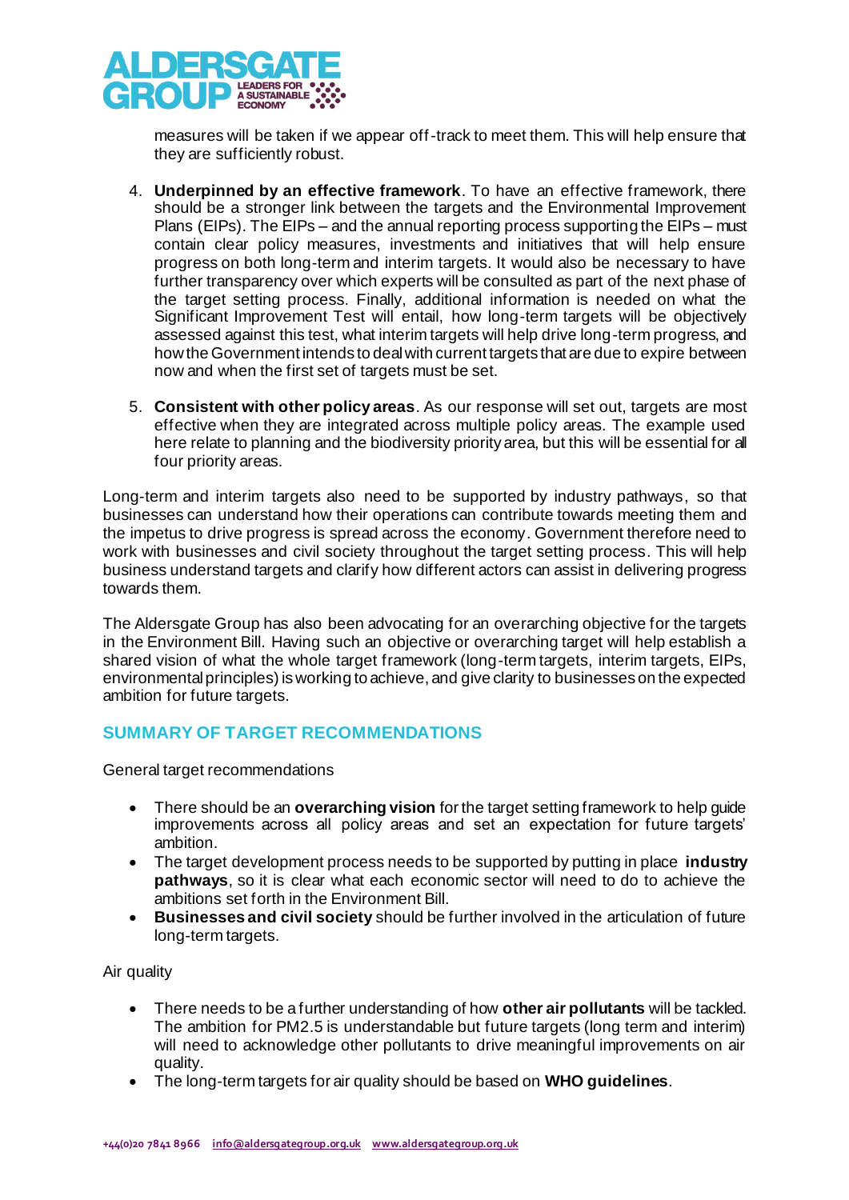measures will be taken if we appear off-track to meet them. This will help ensure that they are sufficiently robust.

4. **Underpinned by an effective framework**. To have an effective framework, there should be a stronger link between the targets and the Environmental Improvement Plans (EIPs). The EIPs – and the annual reporting process supporting the EIPs – must contain clear policy measures, investments and initiatives that will help ensure progress on both long-term and interim targets. It would also be necessary to have further transparency over which experts will be consulted as part of the next phase of the target setting process. Finally, additional information is needed on what the Significant Improvement Test will entail, how long-term targets will be objectively assessed against this test, what interim targets will help drive long-term progress, and how the Government intends to deal with current targets that are due to expire between now and when the first set of targets must be set.

5. **Consistent with other policy areas**. As our response will set out, targets are most effective when they are integrated across multiple policy areas. The example used here relate to planning and the biodiversity priority area, but this will be essential for all four priority areas.

Long-term and interim targets also need to be supported by industry pathways, so that businesses can understand how their operations can contribute towards meeting them and the impetus to drive progress is spread across the economy. Government therefore need to work with businesses and civil society throughout the target setting process. This will help business understand targets and clarify how different actors can assist in delivering progress towards them.

The Aldersgate Group has also been advocating for an overarching objective for the targets in the Environment Bill. Having such an objective or overarching target will help establish a shared vision of what the whole target framework (long-term targets, interim targets, EIPs, environmental principles) is working to achieve, and give clarity to businesses on the expected ambition for future targets.

## SUMMARY OF TARGET RECOMMENDATIONS

General target recommendations

- There should be an **overarching vision** for the target setting framework to help guide improvements across all policy areas and set an expectation for future targets' ambition.
- The target development process needs to be supported by putting in place **industry pathways**, so it is clear what each economic sector will need to do to achieve the ambitions set forth in the Environment Bill.
- **Businesses and civil society** should be further involved in the articulation of future long-term targets.

Air quality

- There needs to be a further understanding of how **other air pollutants** will be tackled. The ambition for PM2.5 is understandable but future targets (long term and interim) will need to acknowledge other pollutants to drive meaningful improvements on air quality.
- The long-term targets for air quality should be based on **WHO guidelines**.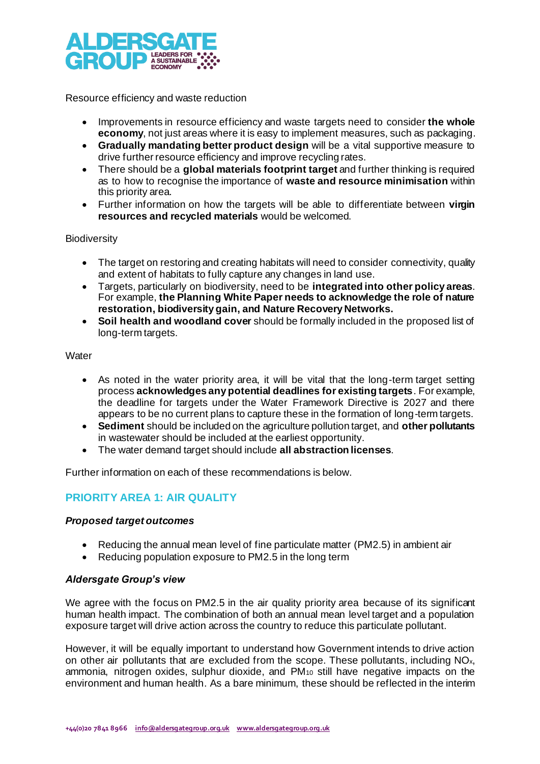Resource efficiency and waste reduction

- Improvements in resource efficiency and waste targets need to consider **the whole economy**, not just areas where it is easy to implement measures, such as packaging.
- **Gradually mandating better product design** will be a vital supportive measure to drive further resource efficiency and improve recycling rates.
- There should be a **global materials footprint target** and further thinking is required as to how to recognise the importance of **waste and resource minimisation** within this priority area.
- Further information on how the targets will be able to differentiate between **virgin resources and recycled materials** would be welcomed.

Biodiversity

- The target on restoring and creating habitats will need to consider connectivity, quality and extent of habitats to fully capture any changes in land use.
- Targets, particularly on biodiversity, need to be **integrated into other policy areas**. For example, **the Planning White Paper needs to acknowledge the role of nature restoration, biodiversity gain, and Nature Recovery Networks.**
- **Soil health and woodland cover** should be formally included in the proposed list of long-term targets.

Water

- As noted in the water priority area, it will be vital that the long-term target setting process **acknowledges any potential deadlines for existing targets**. For example, the deadline for targets under the Water Framework Directive is 2027 and there appears to be no current plans to capture these in the formation of long-term targets.
- **Sediment** should be included on the agriculture pollution target, and **other pollutants** in wastewater should be included at the earliest opportunity.
- The water demand target should include **all abstraction licenses**.

Further information on each of these recommendations is below.

## PRIORITY AREA 1: AIR QUALITY

### *Proposed target outcomes*

- Reducing the annual mean level of fine particulate matter (PM2.5) in ambient air
- Reducing population exposure to PM2.5 in the long term

### *Aldersgate Group's view*

We agree with the focus on PM2.5 in the air quality priority area because of its significant human health impact. The combination of both an annual mean level target and a population exposure target will drive action across the country to reduce this particulate pollutant.

However, it will be equally important to understand how Government intends to drive action on other air pollutants that are excluded from the scope. These pollutants, including $NO_x$, ammonia, nitrogen oxides, sulphur dioxide, and $PM_{10}$ still have negative impacts on the environment and human health. As a bare minimum, these should be reflected in the interim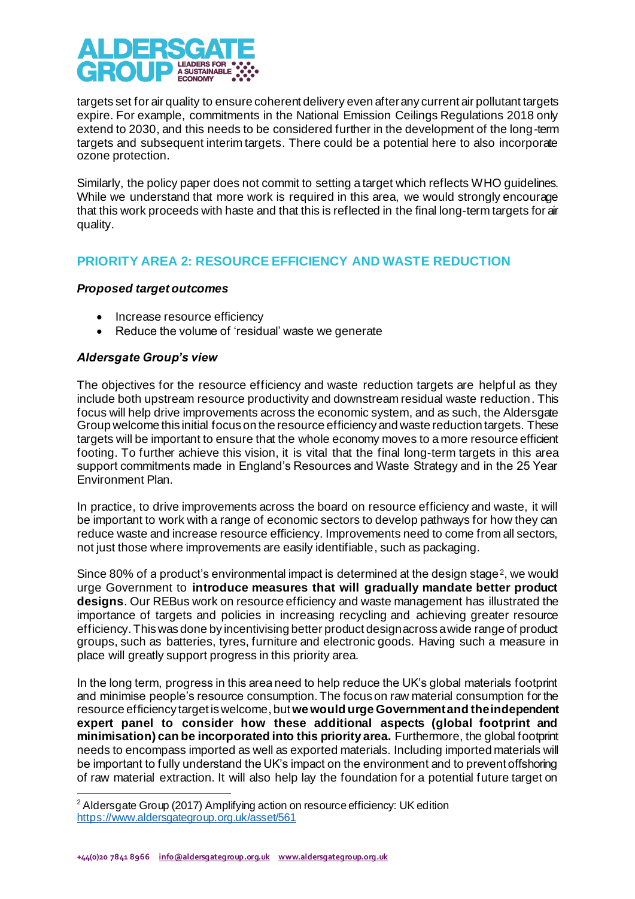targets set for air quality to ensure coherent delivery even after any current air pollutant targets expire. For example, commitments in the National Emission Ceilings Regulations 2018 only extend to 2030, and this needs to be considered further in the development of the long-term targets and subsequent interim targets. There could be a potential here to also incorporate ozone protection.

Similarly, the policy paper does not commit to setting a target which reflects WHO guidelines. While we understand that more work is required in this area, we would strongly encourage that this work proceeds with haste and that this is reflected in the final long-term targets for air quality.

## PRIORITY AREA 2: RESOURCE EFFICIENCY AND WASTE REDUCTION

### *Proposed target outcomes*

- Increase resource efficiency
- Reduce the volume of 'residual' waste we generate

### *Aldersgate Group's view*

The objectives for the resource efficiency and waste reduction targets are helpful as they include both upstream resource productivity and downstream residual waste reduction. This focus will help drive improvements across the economic system, and as such, the Aldersgate Group welcome this initial focus on the resource efficiency and waste reduction targets. These targets will be important to ensure that the whole economy moves to a more resource efficient footing. To further achieve this vision, it is vital that the final long-term targets in this area support commitments made in England's Resources and Waste Strategy and in the 25 Year Environment Plan.

In practice, to drive improvements across the board on resource efficiency and waste, it will be important to work with a range of economic sectors to develop pathways for how they can reduce waste and increase resource efficiency. Improvements need to come from all sectors, not just those where improvements are easily identifiable, such as packaging.

Since 80% of a product's environmental impact is determined at the design stage[2], we would urge Government to **introduce measures that will gradually mandate better product designs**. Our REBus work on resource efficiency and waste management has illustrated the importance of targets and policies in increasing recycling and achieving greater resource efficiency. This was done by incentivising better product design across a wide range of product groups, such as batteries, tyres, furniture and electronic goods. Having such a measure in place will greatly support progress in this priority area.

In the long term, progress in this area need to help reduce the UK's global materials footprint and minimise people's resource consumption. The focus on raw material consumption for the resource efficiency target is welcome, but **we would urge Government and the independent expert panel to consider how these additional aspects (global footprint and minimisation) can be incorporated into this priority area.** Furthermore, the global footprint needs to encompass imported as well as exported materials. Including imported materials will be important to fully understand the UK's impact on the environment and to prevent offshoring of raw material extraction. It will also help lay the foundation for a potential future target on

---

[2] Aldersgate Group (2017) Amplifying action on resource efficiency: UK edition https://www.aldersgategroup.org.uk/asset/561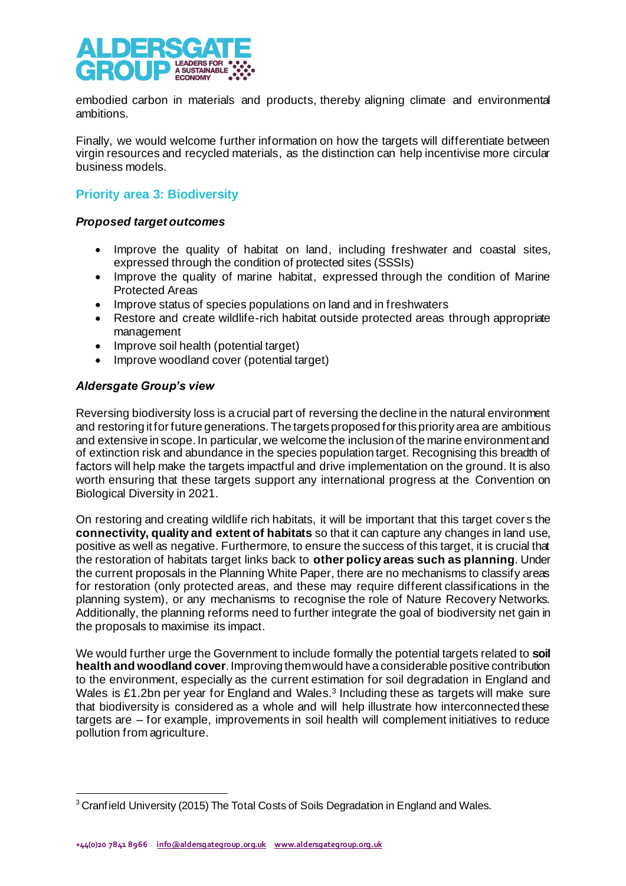embodied carbon in materials and products, thereby aligning climate and environmental ambitions.

Finally, we would welcome further information on how the targets will differentiate between virgin resources and recycled materials, as the distinction can help incentivise more circular business models.

## Priority area 3: Biodiversity

### *Proposed target outcomes*

- Improve the quality of habitat on land, including freshwater and coastal sites, expressed through the condition of protected sites (SSSIs)
- Improve the quality of marine habitat, expressed through the condition of Marine Protected Areas
- Improve status of species populations on land and in freshwaters
- Restore and create wildlife-rich habitat outside protected areas through appropriate management
- Improve soil health (potential target)
- Improve woodland cover (potential target)

### *Aldersgate Group's view*

Reversing biodiversity loss is a crucial part of reversing the decline in the natural environment and restoring it for future generations. The targets proposed for this priority area are ambitious and extensive in scope. In particular, we welcome the inclusion of the marine environment and of extinction risk and abundance in the species population target. Recognising this breadth of factors will help make the targets impactful and drive implementation on the ground. It is also worth ensuring that these targets support any international progress at the Convention on Biological Diversity in 2021.

On restoring and creating wildlife rich habitats, it will be important that this target covers the **connectivity, quality and extent of habitats** so that it can capture any changes in land use, positive as well as negative. Furthermore, to ensure the success of this target, it is crucial that the restoration of habitats target links back to **other policy areas such as planning**. Under the current proposals in the Planning White Paper, there are no mechanisms to classify areas for restoration (only protected areas, and these may require different classifications in the planning system), or any mechanisms to recognise the role of Nature Recovery Networks. Additionally, the planning reforms need to further integrate the goal of biodiversity net gain in the proposals to maximise its impact.

We would further urge the Government to include formally the potential targets related to **soil health and woodland cover**. Improving them would have a considerable positive contribution to the environment, especially as the current estimation for soil degradation in England and Wales is £1.2bn per year for England and Wales.[3] Including these as targets will make sure that biodiversity is considered as a whole and will help illustrate how interconnected these targets are – for example, improvements in soil health will complement initiatives to reduce pollution from agriculture.

[3] Cranfield University (2015) The Total Costs of Soils Degradation in England and Wales.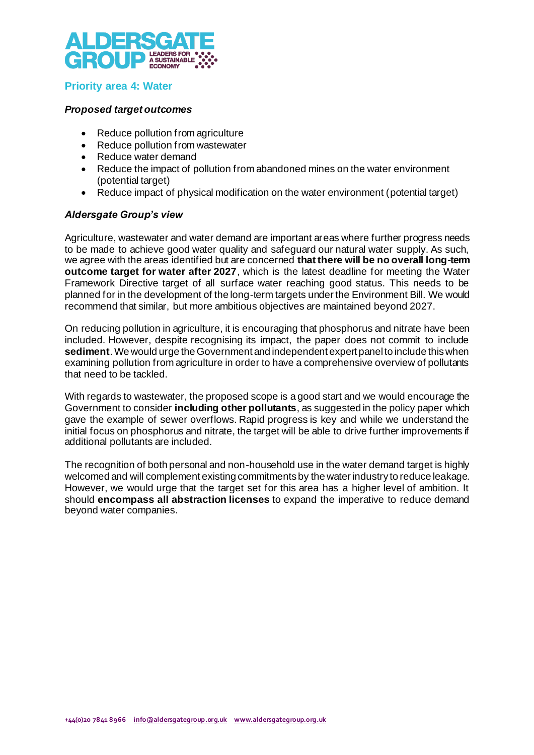## Priority area 4: Water

### *Proposed target outcomes*

- Reduce pollution from agriculture
- Reduce pollution from wastewater
- Reduce water demand
- Reduce the impact of pollution from abandoned mines on the water environment (potential target)
- Reduce impact of physical modification on the water environment (potential target)

### *Aldersgate Group's view*

Agriculture, wastewater and water demand are important areas where further progress needs to be made to achieve good water quality and safeguard our natural water supply. As such, we agree with the areas identified but are concerned **that there will be no overall long-term outcome target for water after 2027**, which is the latest deadline for meeting the Water Framework Directive target of all surface water reaching good status. This needs to be planned for in the development of the long-term targets under the Environment Bill. We would recommend that similar, but more ambitious objectives are maintained beyond 2027.

On reducing pollution in agriculture, it is encouraging that phosphorus and nitrate have been included. However, despite recognising its impact, the paper does not commit to include **sediment**. We would urge the Government and independent expert panel to include this when examining pollution from agriculture in order to have a comprehensive overview of pollutants that need to be tackled.

With regards to wastewater, the proposed scope is a good start and we would encourage the Government to consider **including other pollutants**, as suggested in the policy paper which gave the example of sewer overflows. Rapid progress is key and while we understand the initial focus on phosphorus and nitrate, the target will be able to drive further improvements if additional pollutants are included.

The recognition of both personal and non-household use in the water demand target is highly welcomed and will complement existing commitments by the water industry to reduce leakage. However, we would urge that the target set for this area has a higher level of ambition. It should **encompass all abstraction licenses** to expand the imperative to reduce demand beyond water companies.